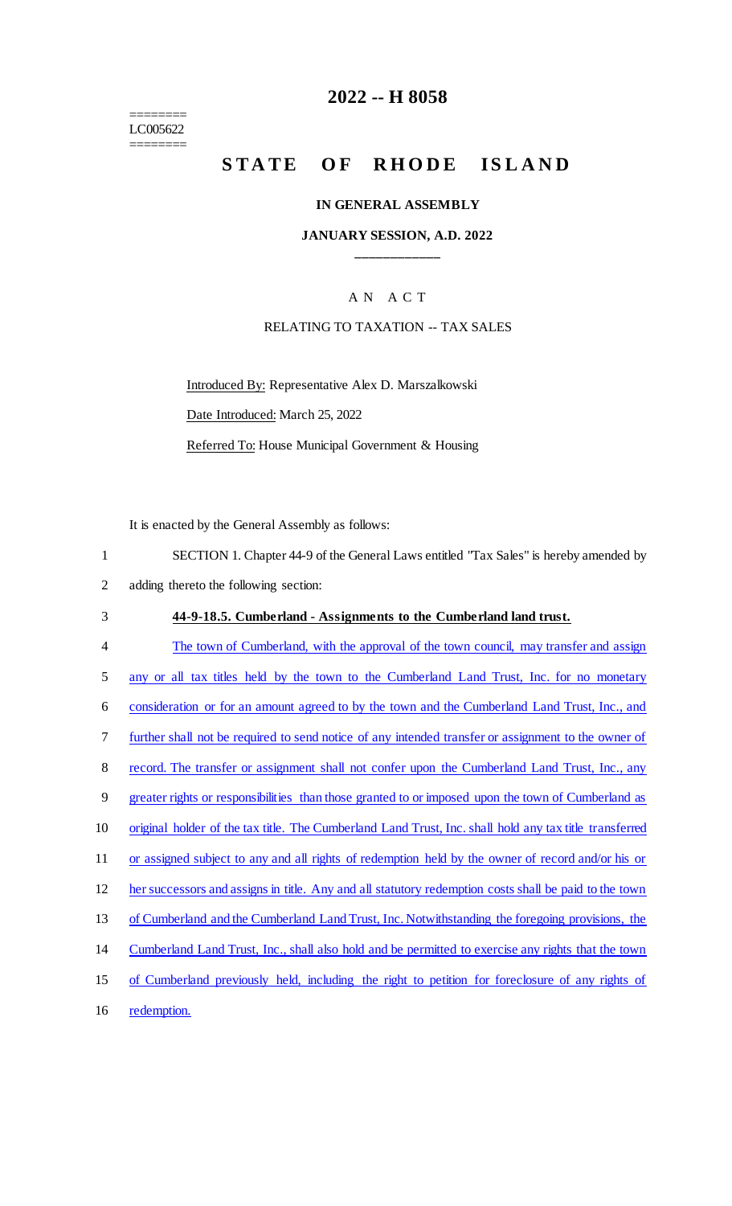========
LC005622
========

# 2022 -- H 8058

# STATE OF RHODE ISLAND

## IN GENERAL ASSEMBLY

### JANUARY SESSION, A.D. 2022

____________

A N A C T

RELATING TO TAXATION -- TAX SALES

Introduced By: Representative Alex D. Marszalkowski

Date Introduced: March 25, 2022

Referred To: House Municipal Government & Housing

It is enacted by the General Assembly as follows:

1 SECTION 1. Chapter 44-9 of the General Laws entitled "Tax Sales" is hereby amended by
2 adding thereto the following section:

3 **44-9-18.5. Cumberland - Assignments to the Cumberland land trust.**

4 The town of Cumberland, with the approval of the town council, may transfer and assign
5 any or all tax titles held by the town to the Cumberland Land Trust, Inc. for no monetary
6 consideration or for an amount agreed to by the town and the Cumberland Land Trust, Inc., and
7 further shall not be required to send notice of any intended transfer or assignment to the owner of
8 record. The transfer or assignment shall not confer upon the Cumberland Land Trust, Inc., any
9 greater rights or responsibilities than those granted to or imposed upon the town of Cumberland as
10 original holder of the tax title. The Cumberland Land Trust, Inc. shall hold any tax title transferred
11 or assigned subject to any and all rights of redemption held by the owner of record and/or his or
12 her successors and assigns in title. Any and all statutory redemption costs shall be paid to the town
13 of Cumberland and the Cumberland Land Trust, Inc. Notwithstanding the foregoing provisions, the
14 Cumberland Land Trust, Inc., shall also hold and be permitted to exercise any rights that the town
15 of Cumberland previously held, including the right to petition for foreclosure of any rights of
16 redemption.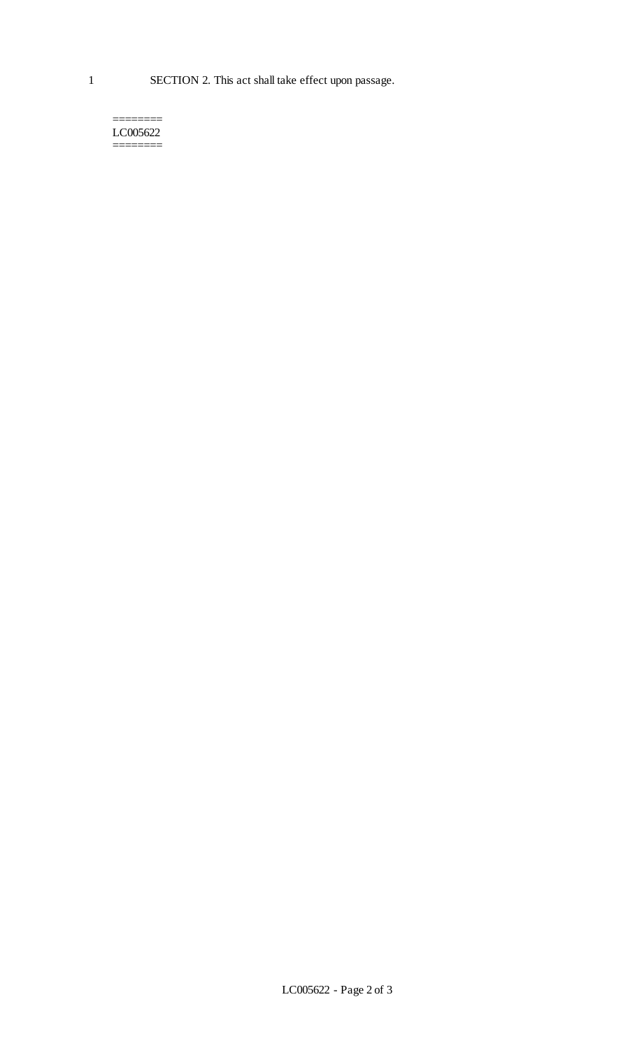1 SECTION 2. This act shall take effect upon passage.

========
LC005622
========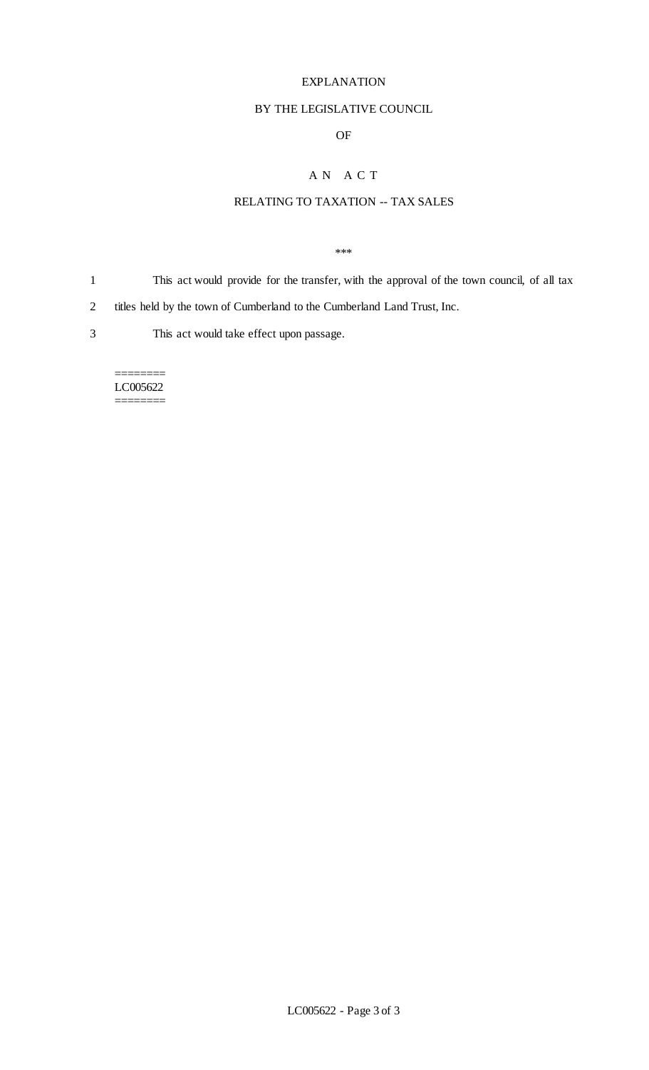EXPLANATION

BY THE LEGISLATIVE COUNCIL

OF

A N A C T

RELATING TO TAXATION -- TAX SALES

***

This act would provide for the transfer, with the approval of the town council, of all tax titles held by the town of Cumberland to the Cumberland Land Trust, Inc.

This act would take effect upon passage.

========
LC005622
========